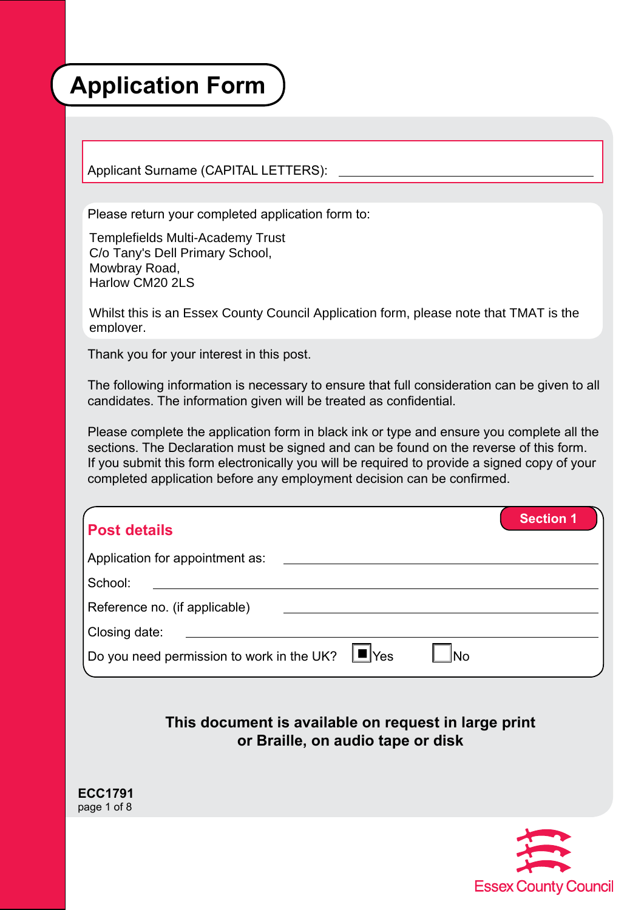# Application Form

Applicant Surname (CAPITAL LETTERS): ______________________________

Please return your completed application form to:

Templefields Multi-Academy Trust
C/o Tany's Dell Primary School,
Mowbray Road,
Harlow CM20 2LS

Whilst this is an Essex County Council Application form, please note that TMAT is the employer.

Thank you for your interest in this post.

The following information is necessary to ensure that full consideration can be given to all candidates. The information given will be treated as confidential.

Please complete the application form in black ink or type and ensure you complete all the sections. The Declaration must be signed and can be found on the reverse of this form. If you submit this form electronically you will be required to provide a signed copy of your completed application before any employment decision can be confirmed.

## Post details

**Section 1**

Application for appointment as: ______________________________

School: ______________________________

Reference no. (if applicable) ______________________________

Closing date: ______________________________

Do you need permission to work in the UK? ■ Yes ☐ No

**This document is available on request in large print or Braille, on audio tape or disk**

**ECC1791**

Essex County Council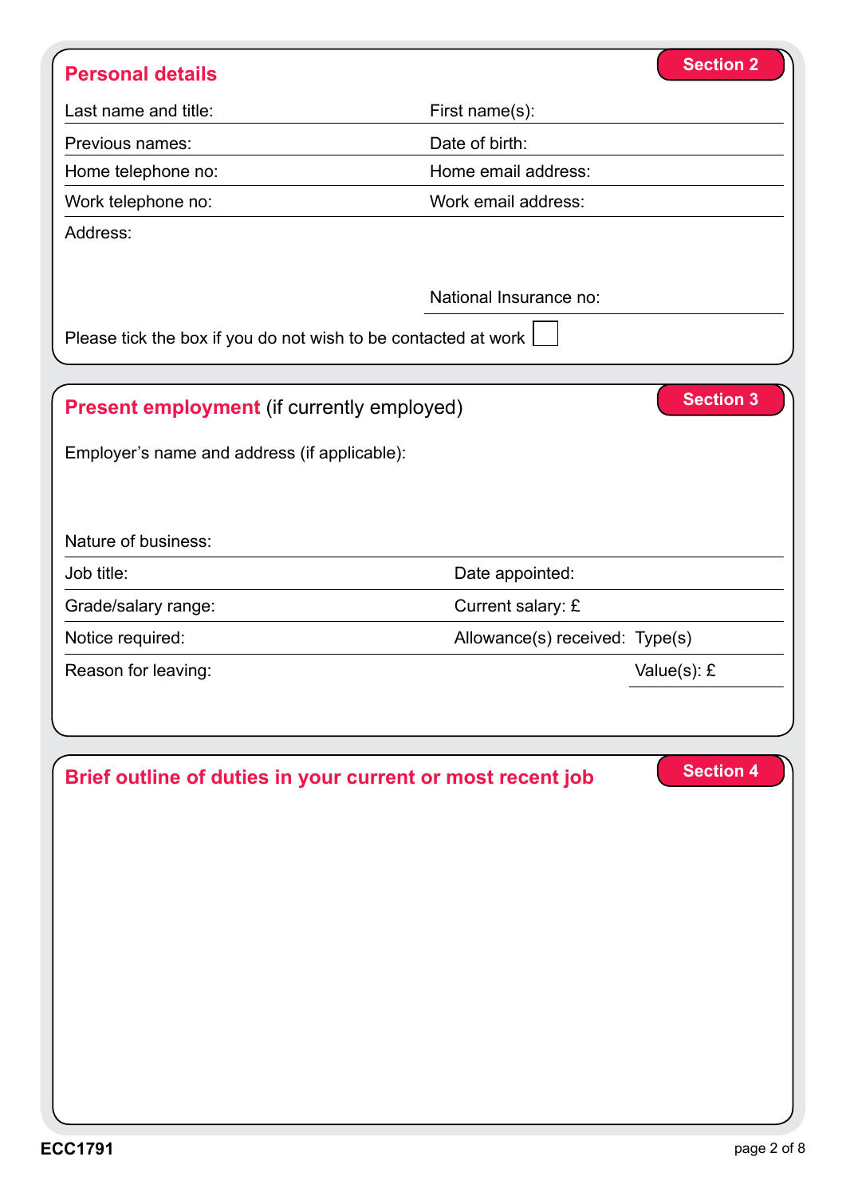## Personal details

**Section 2**

| Last name and title: | First name(s): |
|---|---|
| Previous names: | Date of birth: |
| Home telephone no: | Home email address: |
| Work telephone no: | Work email address: |

Address:

National Insurance no:

Please tick the box if you do not wish to be contacted at work ☐

## Present employment (if currently employed)

**Section 3**

Employer's name and address (if applicable):

Nature of business:

| Job title: | Date appointed: |
|---|---|
| Grade/salary range: | Current salary: £ |
| Notice required: | Allowance(s) received: Type(s) |
| Reason for leaving: | Value(s): £ |

## Brief outline of duties in your current or most recent job

**Section 4**

ECC1791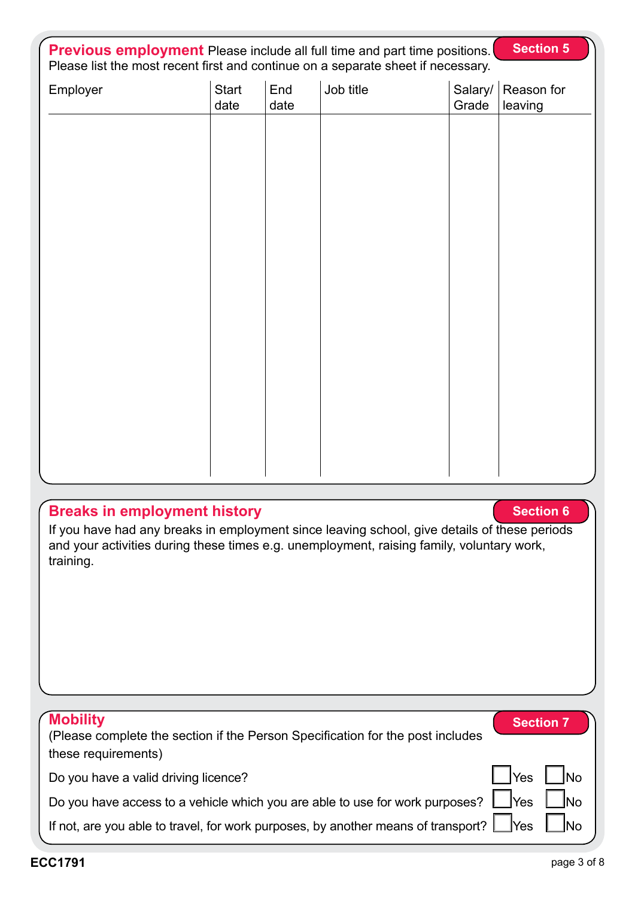## Previous employment

Please include all full time and part time positions.
Please list the most recent first and continue on a separate sheet if necessary.

**Section 5**

| Employer | Start date | End date | Job title | Salary/ Grade | Reason for leaving |
|---|---|---|---|---|---|
| | | | | | |

## Breaks in employment history

**Section 6**

If you have had any breaks in employment since leaving school, give details of these periods and your activities during these times e.g. unemployment, raising family, voluntary work, training.

## Mobility

**Section 7**

(Please complete the section if the Person Specification for the post includes these requirements)

Do you have a valid driving licence? ☐ Yes ☐ No

Do you have access to a vehicle which you are able to use for work purposes? ☐ Yes ☐ No

If not, are you able to travel, for work purposes, by another means of transport? ☐ Yes ☐ No

ECC1791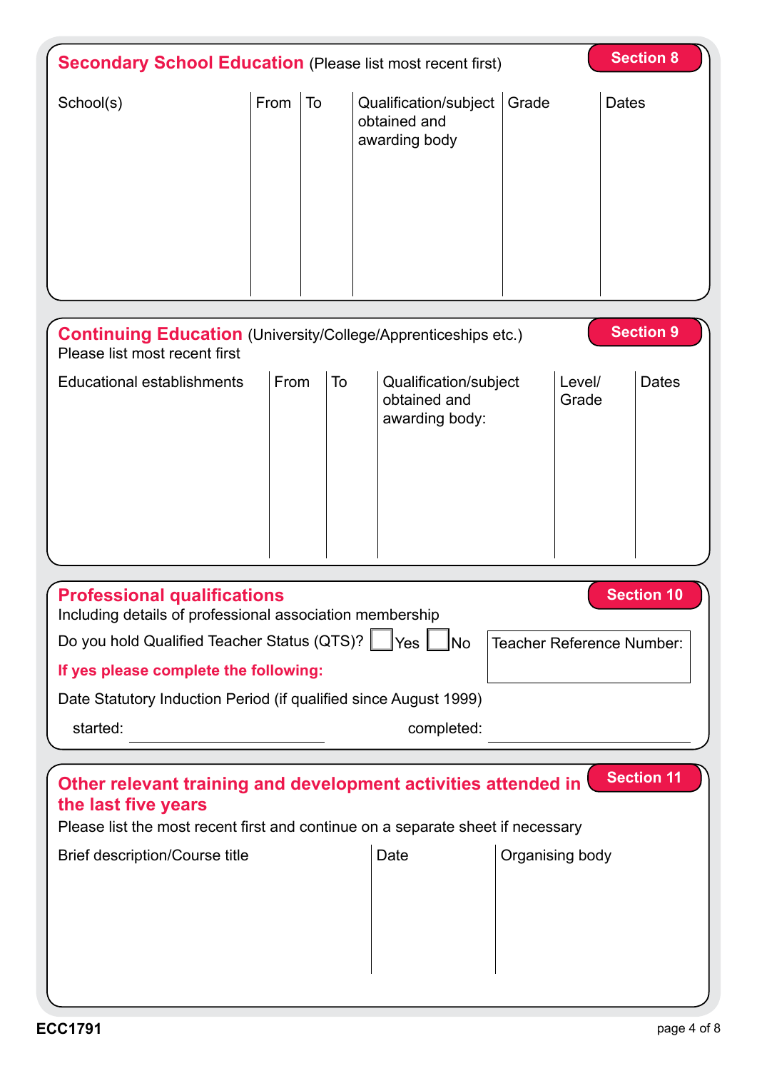## Secondary School Education (Please list most recent first)

**Section 8**

| School(s) | From | To | Qualification/subject obtained and awarding body | Grade | Dates |
|---|---|---|---|---|---|
| | | | | | |

## Continuing Education (University/College/Apprenticeships etc.)

**Section 9**

Please list most recent first

| Educational establishments | From | To | Qualification/subject obtained and awarding body: | Level/ Grade | Dates |
|---|---|---|---|---|---|
| | | | | | |

## Professional qualifications

**Section 10**

Including details of professional association membership

Do you hold Qualified Teacher Status (QTS)? ☐ Yes ☐ No

Teacher Reference Number:

**If yes please complete the following:**

Date Statutory Induction Period (if qualified since August 1999)

started: \_\_\_\_\_\_\_\_\_\_\_\_\_\_\_\_ completed: \_\_\_\_\_\_\_\_\_\_\_\_\_\_\_\_

## Other relevant training and development activities attended in the last five years

**Section 11**

Please list the most recent first and continue on a separate sheet if necessary

| Brief description/Course title | Date | Organising body |
|---|---|---|
| | | |

ECC1791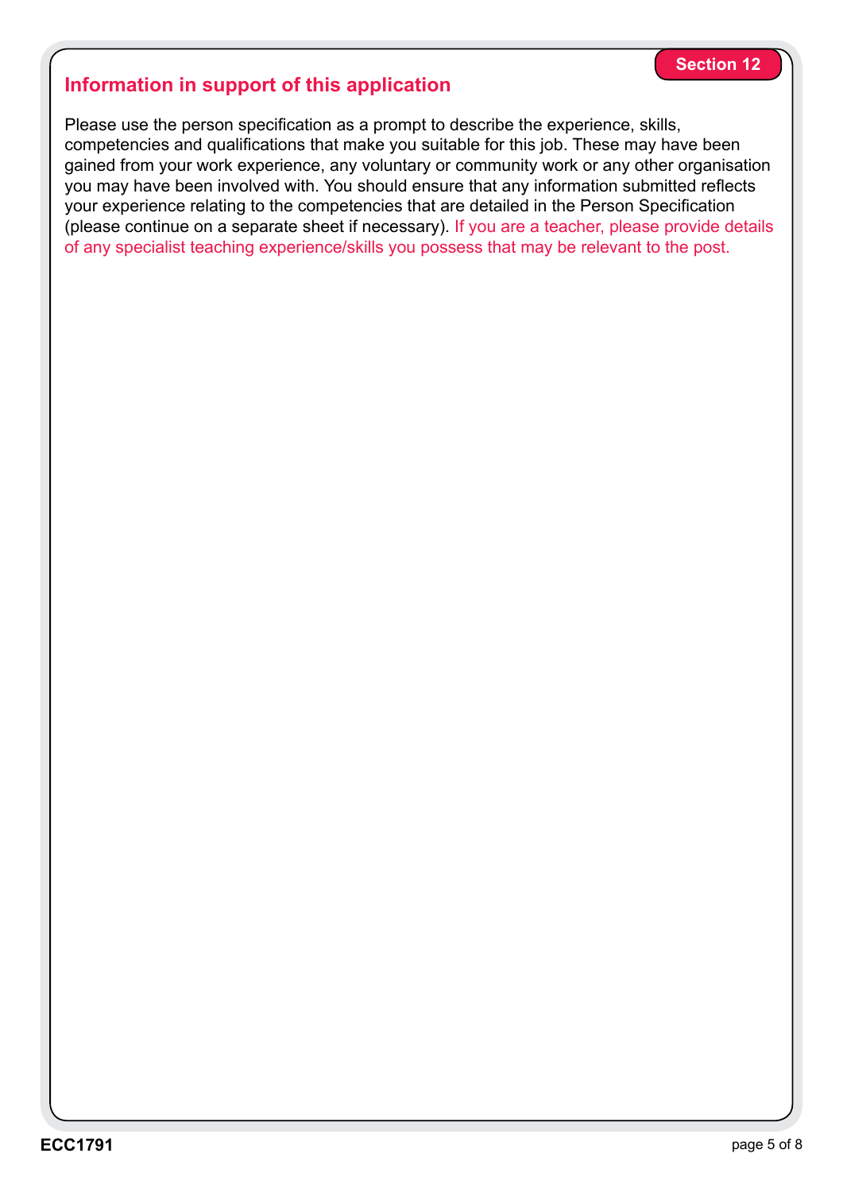Section 12

## Information in support of this application

Please use the person specification as a prompt to describe the experience, skills, competencies and qualifications that make you suitable for this job. These may have been gained from your work experience, any voluntary or community work or any other organisation you may have been involved with. You should ensure that any information submitted reflects your experience relating to the competencies that are detailed in the Person Specification (please continue on a separate sheet if necessary). If you are a teacher, please provide details of any specialist teaching experience/skills you possess that may be relevant to the post.

ECC1791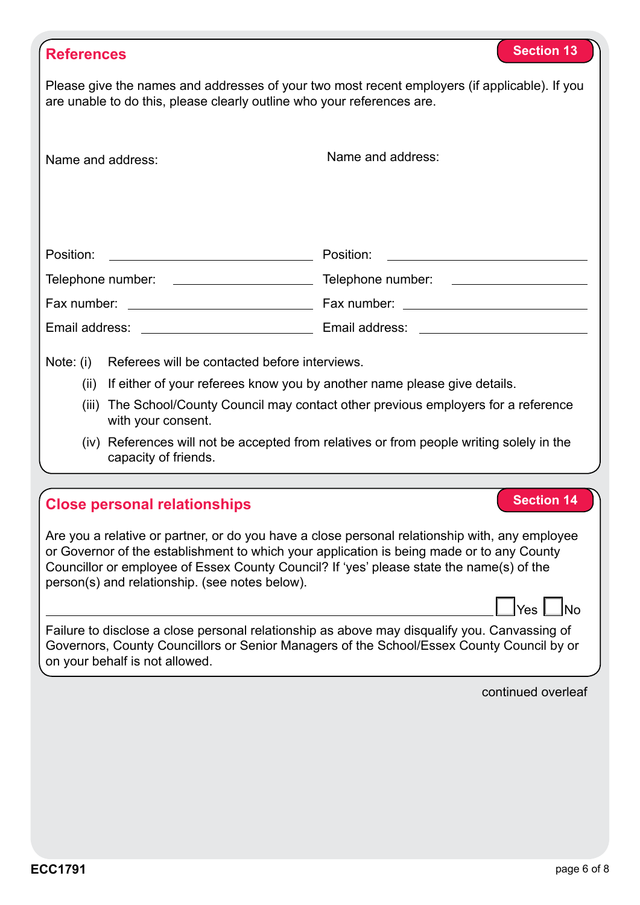## References

**Section 13**

Please give the names and addresses of your two most recent employers (if applicable). If you are unable to do this, please clearly outline who your references are.

| Name and address: | Name and address: |
|---|---|
| | |
| Position: | Position: |
| Telephone number: | Telephone number: |
| Fax number: | Fax number: |
| Email address: | Email address: |

Note:
- (i) Referees will be contacted before interviews.
- (ii) If either of your referees know you by another name please give details.
- (iii) The School/County Council may contact other previous employers for a reference with your consent.
- (iv) References will not be accepted from relatives or from people writing solely in the capacity of friends.

## Close personal relationships

**Section 14**

Are you a relative or partner, or do you have a close personal relationship with, any employee or Governor of the establishment to which your application is being made or to any County Councillor or employee of Essex County Council? If 'yes' please state the name(s) of the person(s) and relationship. (see notes below).

______________________________ ☐ Yes ☐ No

Failure to disclose a close personal relationship as above may disqualify you. Canvassing of Governors, County Councillors or Senior Managers of the School/Essex County Council by or on your behalf is not allowed.

continued overleaf

ECC1791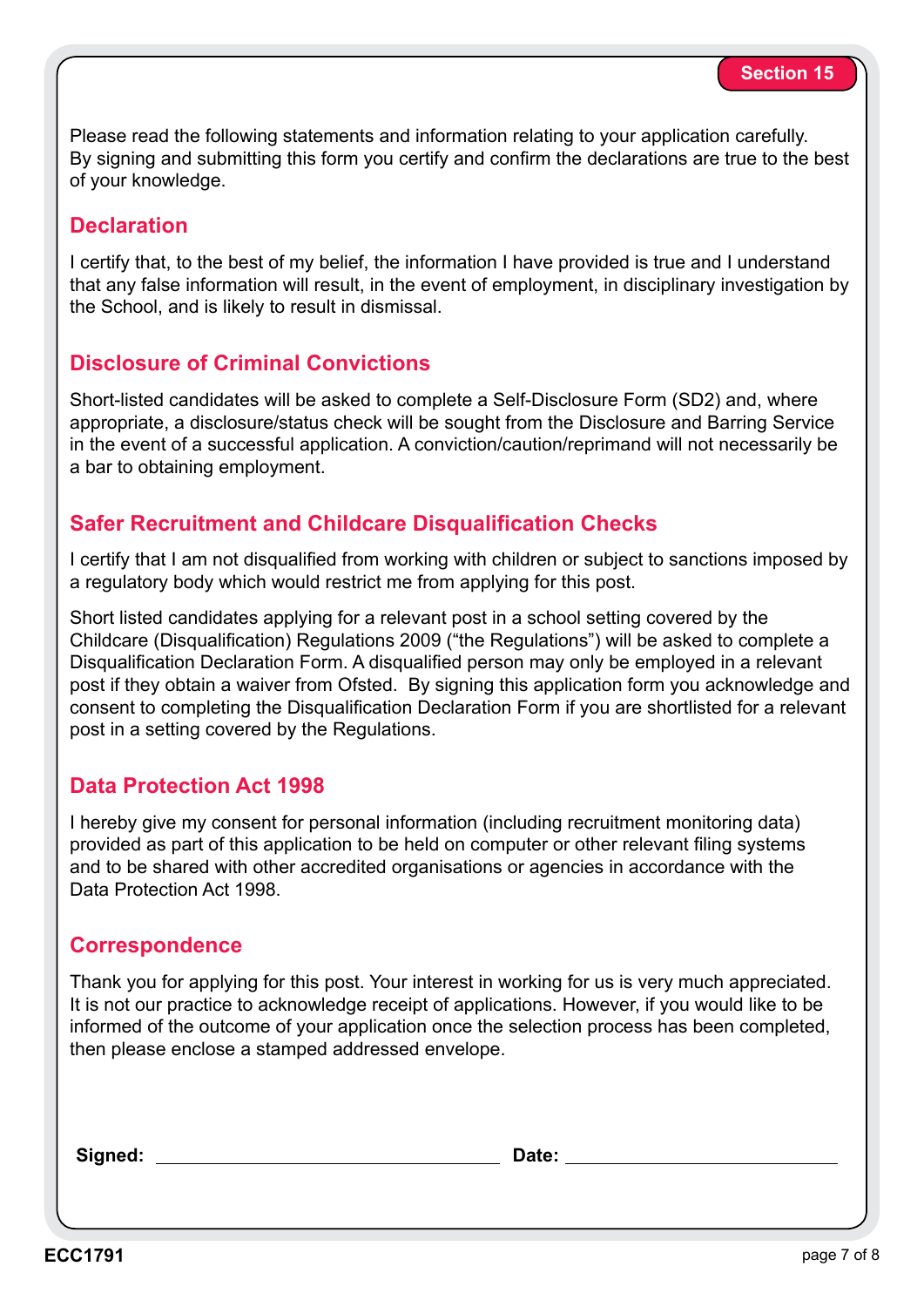Section 15

Please read the following statements and information relating to your application carefully. By signing and submitting this form you certify and confirm the declarations are true to the best of your knowledge.

## Declaration

I certify that, to the best of my belief, the information I have provided is true and I understand that any false information will result, in the event of employment, in disciplinary investigation by the School, and is likely to result in dismissal.

## Disclosure of Criminal Convictions

Short-listed candidates will be asked to complete a Self-Disclosure Form (SD2) and, where appropriate, a disclosure/status check will be sought from the Disclosure and Barring Service in the event of a successful application. A conviction/caution/reprimand will not necessarily be a bar to obtaining employment.

## Safer Recruitment and Childcare Disqualification Checks

I certify that I am not disqualified from working with children or subject to sanctions imposed by a regulatory body which would restrict me from applying for this post.

Short listed candidates applying for a relevant post in a school setting covered by the Childcare (Disqualification) Regulations 2009 ("the Regulations") will be asked to complete a Disqualification Declaration Form. A disqualified person may only be employed in a relevant post if they obtain a waiver from Ofsted. By signing this application form you acknowledge and consent to completing the Disqualification Declaration Form if you are shortlisted for a relevant post in a setting covered by the Regulations.

## Data Protection Act 1998

I hereby give my consent for personal information (including recruitment monitoring data) provided as part of this application to be held on computer or other relevant filing systems and to be shared with other accredited organisations or agencies in accordance with the Data Protection Act 1998.

## Correspondence

Thank you for applying for this post. Your interest in working for us is very much appreciated. It is not our practice to acknowledge receipt of applications. However, if you would like to be informed of the outcome of your application once the selection process has been completed, then please enclose a stamped addressed envelope.

**Signed:** ______________________________ **Date:** ______________________

ECC1791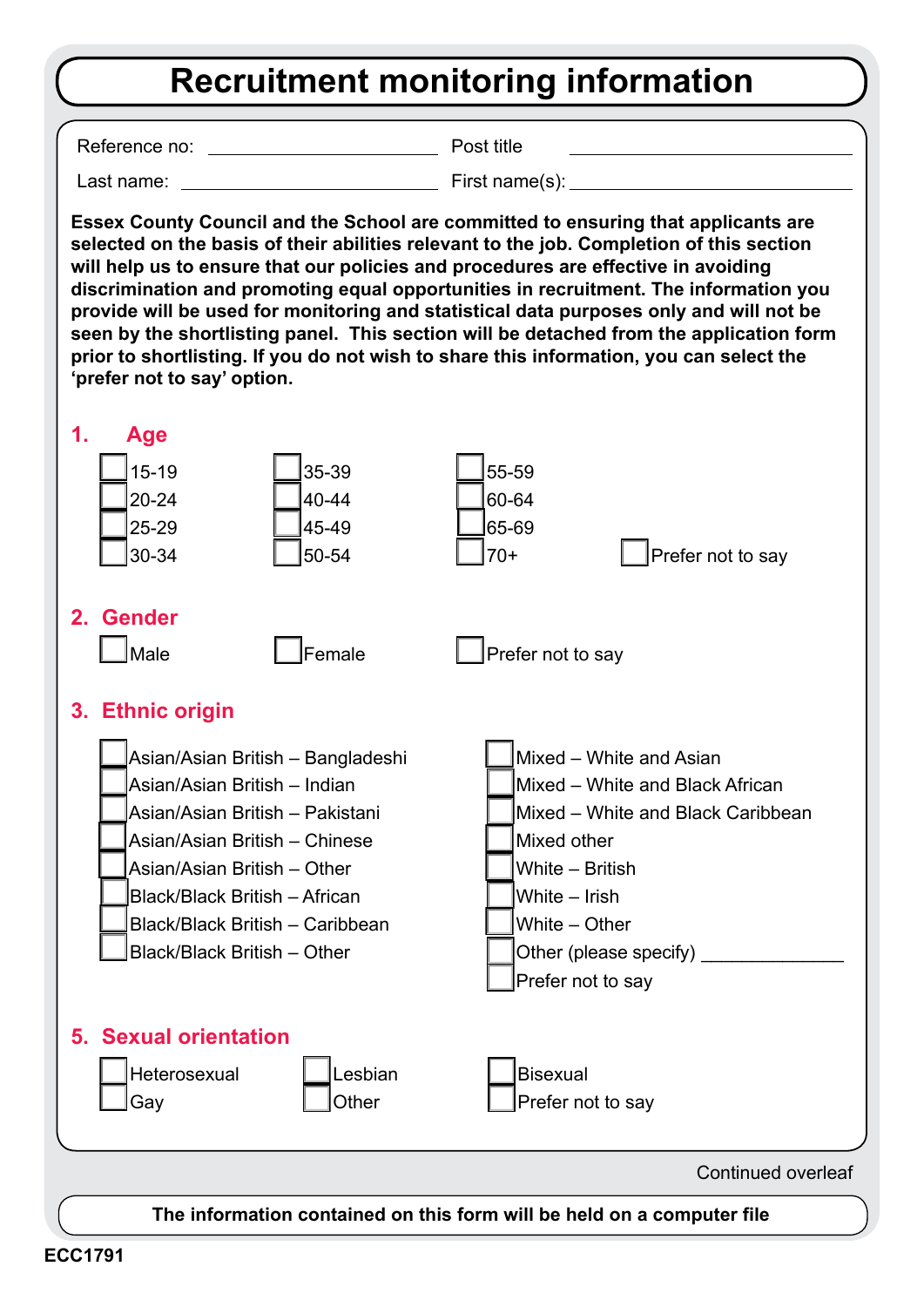# Recruitment monitoring information

Reference no: ______________________ Post title ______________________

Last name: ______________________ First name(s): ______________________

**Essex County Council and the School are committed to ensuring that applicants are selected on the basis of their abilities relevant to the job. Completion of this section will help us to ensure that our policies and procedures are effective in avoiding discrimination and promoting equal opportunities in recruitment. The information you provide will be used for monitoring and statistical data purposes only and will not be seen by the shortlisting panel. This section will be detached from the application form prior to shortlisting. If you do not wish to share this information, you can select the 'prefer not to say' option.**

## 1. Age

- ☐ 15-19
- ☐ 20-24
- ☐ 25-29
- ☐ 30-34
- ☐ 35-39
- ☐ 40-44
- ☐ 45-49
- ☐ 50-54
- ☐ 55-59
- ☐ 60-64
- ☐ 65-69
- ☐ 70+
- ☐ Prefer not to say

## 2. Gender

- ☐ Male
- ☐ Female
- ☐ Prefer not to say

## 3. Ethnic origin

- ☐ Asian/Asian British – Bangladeshi
- ☐ Asian/Asian British – Indian
- ☐ Asian/Asian British – Pakistani
- ☐ Asian/Asian British – Chinese
- ☐ Asian/Asian British – Other
- ☐ Black/Black British – African
- ☐ Black/Black British – Caribbean
- ☐ Black/Black British – Other
- ☐ Mixed – White and Asian
- ☐ Mixed – White and Black African
- ☐ Mixed – White and Black Caribbean
- ☐ Mixed other
- ☐ White – British
- ☐ White – Irish
- ☐ White – Other
- ☐ Other (please specify) ______________
- ☐ Prefer not to say

## 5. Sexual orientation

- ☐ Heterosexual
- ☐ Gay
- ☐ Lesbian
- ☐ Other
- ☐ Bisexual
- ☐ Prefer not to say

Continued overleaf

**The information contained on this form will be held on a computer file**

**ECC1791**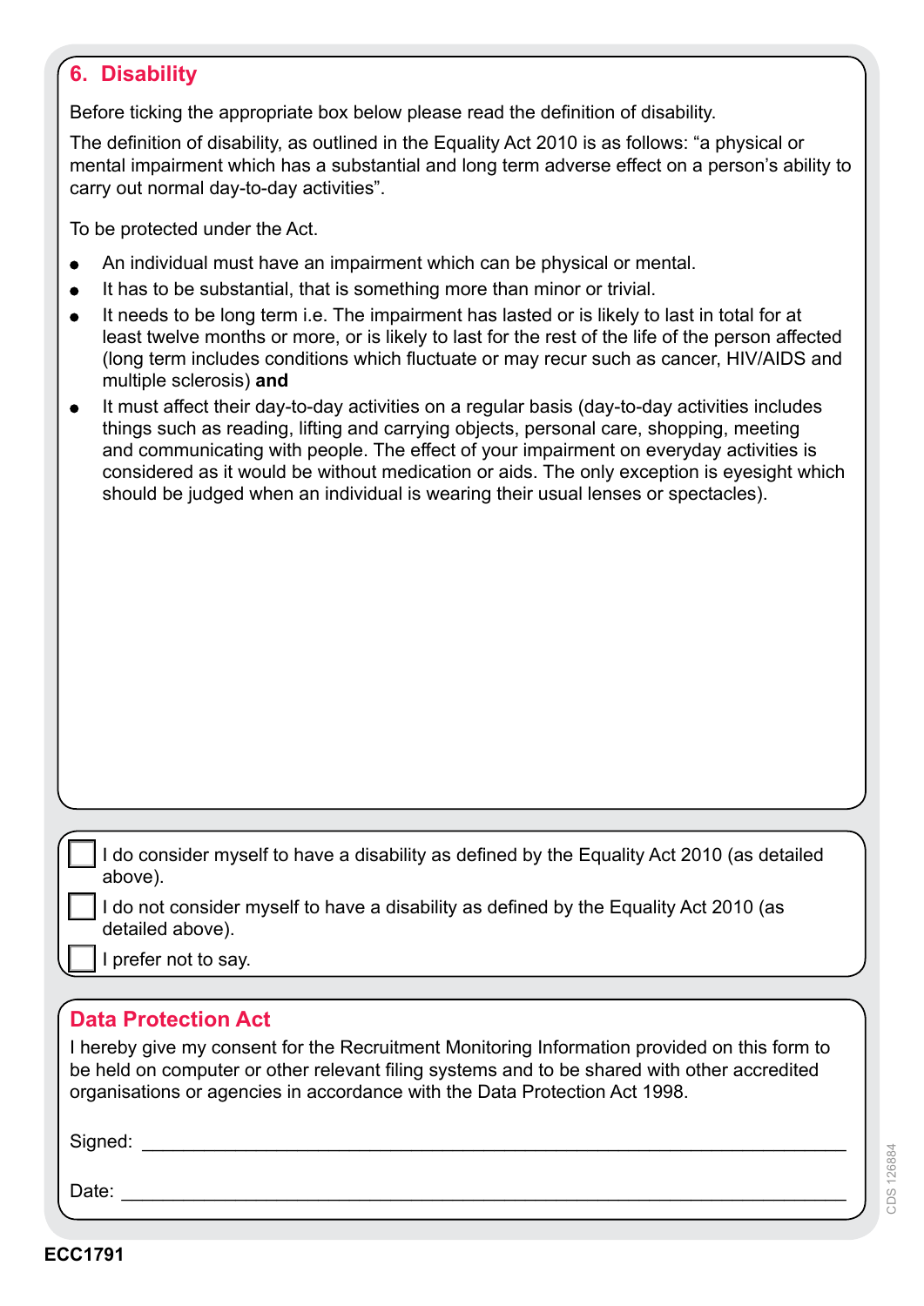## 6. Disability

Before ticking the appropriate box below please read the definition of disability.

The definition of disability, as outlined in the Equality Act 2010 is as follows: "a physical or mental impairment which has a substantial and long term adverse effect on a person's ability to carry out normal day-to-day activities".

To be protected under the Act.

- An individual must have an impairment which can be physical or mental.
- It has to be substantial, that is something more than minor or trivial.
- It needs to be long term i.e. The impairment has lasted or is likely to last in total for at least twelve months or more, or is likely to last for the rest of the life of the person affected (long term includes conditions which fluctuate or may recur such as cancer, HIV/AIDS and multiple sclerosis) **and**
- It must affect their day-to-day activities on a regular basis (day-to-day activities includes things such as reading, lifting and carrying objects, personal care, shopping, meeting and communicating with people. The effect of your impairment on everyday activities is considered as it would be without medication or aids. The only exception is eyesight which should be judged when an individual is wearing their usual lenses or spectacles).

☐ I do consider myself to have a disability as defined by the Equality Act 2010 (as detailed above).

☐ I do not consider myself to have a disability as defined by the Equality Act 2010 (as detailed above).

☐ I prefer not to say.

## Data Protection Act

I hereby give my consent for the Recruitment Monitoring Information provided on this form to be held on computer or other relevant filing systems and to be shared with other accredited organisations or agencies in accordance with the Data Protection Act 1998.

Signed: ______________________________________________

Date: ______________________________________________

CDS 126884

ECC1791